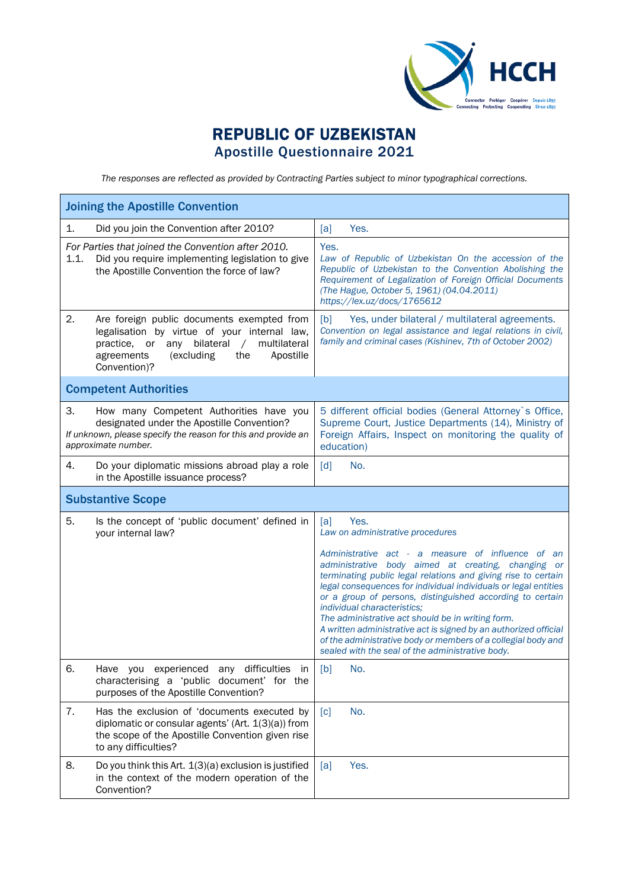# REPUBLIC OF UZBEKISTAN
## Apostille Questionnaire 2021

*The responses are reflected as provided by Contracting Parties subject to minor typographical corrections.*

| **Joining the Apostille Convention** | |
|---|---|
| 1. Did you join the Convention after 2010? | [a] Yes. |
| *For Parties that joined the Convention after 2010.* 1.1. Did you require implementing legislation to give the Apostille Convention the force of law? | Yes. *Law of Republic of Uzbekistan On the accession of the Republic of Uzbekistan to the Convention Abolishing the Requirement of Legalization of Foreign Official Documents (The Hague, October 5, 1961) (04.04.2011) https://lex.uz/docs/1765612* |
| 2. Are foreign public documents exempted from legalisation by virtue of your internal law, practice, or any bilateral / multilateral agreements (excluding the Apostille Convention)? | [b] Yes, under bilateral / multilateral agreements. *Convention on legal assistance and legal relations in civil, family and criminal cases (Kishinev, 7th of October 2002)* |
| **Competent Authorities** | |
| 3. How many Competent Authorities have you designated under the Apostille Convention? *If unknown, please specify the reason for this and provide an approximate number.* | 5 different official bodies (General Attorney`s Office, Supreme Court, Justice Departments (14), Ministry of Foreign Affairs, Inspect on monitoring the quality of education) |
| 4. Do your diplomatic missions abroad play a role in the Apostille issuance process? | [d] No. |
| **Substantive Scope** | |
| 5. Is the concept of 'public document' defined in your internal law? | [a] Yes. *Law on administrative procedures*<br><br>*Administrative act - a measure of influence of an administrative body aimed at creating, changing or terminating public legal relations and giving rise to certain legal consequences for individual individuals or legal entities or a group of persons, distinguished according to certain individual characteristics;*<br>*The administrative act should be in writing form.*<br>*A written administrative act is signed by an authorized official of the administrative body or members of a collegial body and sealed with the seal of the administrative body.* |
| 6. Have you experienced any difficulties in characterising a 'public document' for the purposes of the Apostille Convention? | [b] No. |
| 7. Has the exclusion of 'documents executed by diplomatic or consular agents' (Art. 1(3)(a)) from the scope of the Apostille Convention given rise to any difficulties? | [c] No. |
| 8. Do you think this Art. 1(3)(a) exclusion is justified in the context of the modern operation of the Convention? | [a] Yes. |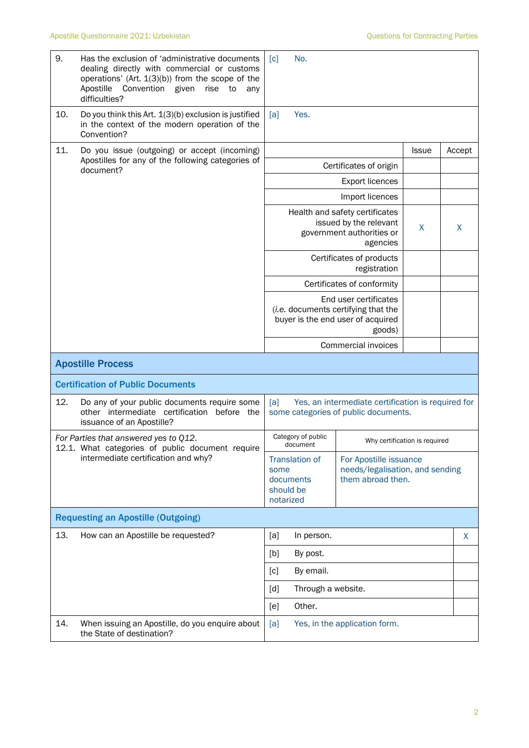| | | |
|---|---|---|
| 9. | Has the exclusion of 'administrative documents dealing directly with commercial or customs operations' (Art. 1(3)(b)) from the scope of the Apostille Convention given rise to any difficulties? | [c] No. |
| 10. | Do you think this Art. 1(3)(b) exclusion is justified in the context of the modern operation of the Convention? | [a] Yes. |

**11.** Do you issue (outgoing) or accept (incoming) Apostilles for any of the following categories of document?

| | Issue | Accept |
|---|---|---|
| Certificates of origin | | |
| Export licences | | |
| Import licences | | |
| Health and safety certificates issued by the relevant government authorities or agencies | X | X |
| Certificates of products registration | | |
| Certificates of conformity | | |
| End user certificates (*i.e.* documents certifying that the buyer is the end user of acquired goods) | | |
| Commercial invoices | | |

## Apostille Process

### Certification of Public Documents

| | | |
|---|---|---|
| 12. | Do any of your public documents require some other intermediate certification before the issuance of an Apostille? | [a] Yes, an intermediate certification is required for some categories of public documents. |

*For Parties that answered yes to Q12.*
12.1. What categories of public document require intermediate certification and why?

| Category of public document | Why certification is required |
|---|---|
| Translation of some documents should be notarized | For Apostille issuance needs/legalisation, and sending them abroad then. |

### Requesting an Apostille (Outgoing)

**13.** How can an Apostille be requested?

| | | |
|---|---|---|
| [a] | In person. | X |
| [b] | By post. | |
| [c] | By email. | |
| [d] | Through a website. | |
| [e] | Other. | |

| | | |
|---|---|---|
| 14. | When issuing an Apostille, do you enquire about the State of destination? | [a] Yes, in the application form. |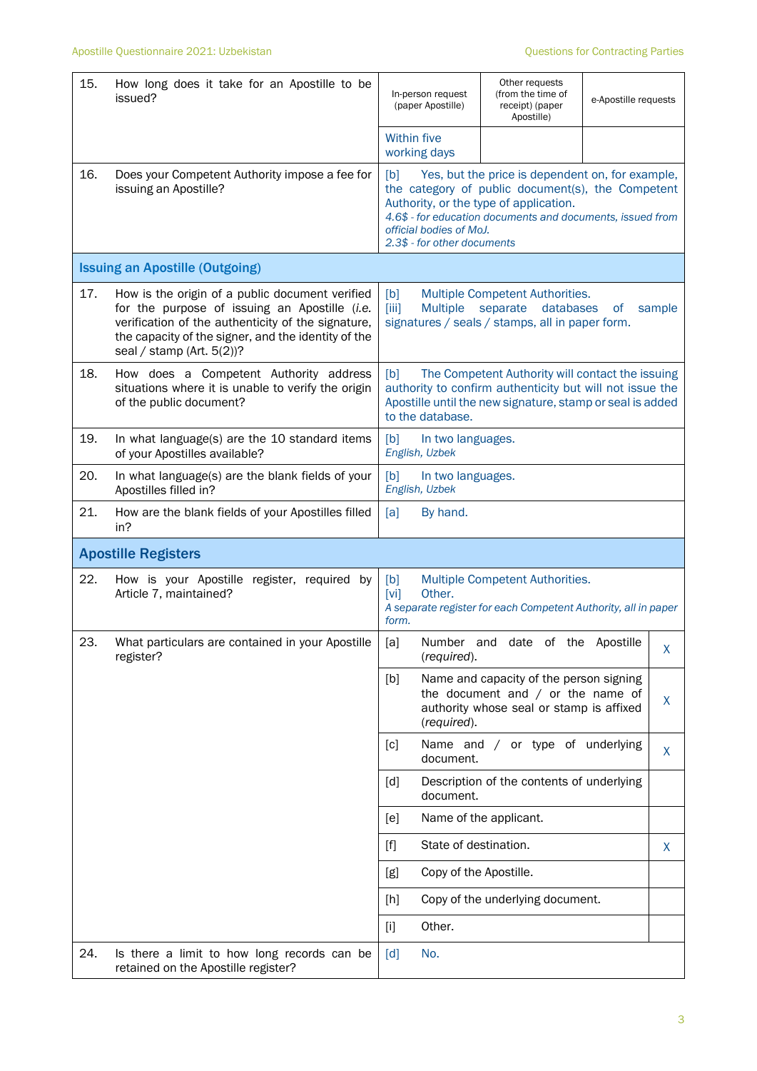| | | | | |
|---|---|---|---|---|
| 15. | How long does it take for an Apostille to be issued? | In-person request (paper Apostille) | Other requests (from the time of receipt) (paper Apostille) | e-Apostille requests |
| | | Within five working days | | |
| 16. | Does your Competent Authority impose a fee for issuing an Apostille? | [b] Yes, but the price is dependent on, for example, the category of public document(s), the Competent Authority, or the type of application. *4.6$ - for education documents and documents, issued from official bodies of MoJ.* *2.3$ - for other documents* | | |

| | | | |
|---|---|---|---|
| **Issuing an Apostille (Outgoing)** | | | |
| 17. | How is the origin of a public document verified for the purpose of issuing an Apostille (*i.e.* verification of the authenticity of the signature, the capacity of the signer, and the identity of the seal / stamp (Art. 5(2))? | [b] Multiple Competent Authorities. [iii] Multiple separate databases of sample signatures / seals / stamps, all in paper form. | |
| 18. | How does a Competent Authority address situations where it is unable to verify the origin of the public document? | [b] The Competent Authority will contact the issuing authority to confirm authenticity but will not issue the Apostille until the new signature, stamp or seal is added to the database. | |
| 19. | In what language(s) are the 10 standard items of your Apostilles available? | [b] In two languages. *English, Uzbek* | |
| 20. | In what language(s) are the blank fields of your Apostilles filled in? | [b] In two languages. *English, Uzbek* | |
| 21. | How are the blank fields of your Apostilles filled in? | [a] By hand. | |
| **Apostille Registers** | | | |
| 22. | How is your Apostille register, required by Article 7, maintained? | [b] Multiple Competent Authorities. [vi] Other. *A separate register for each Competent Authority, all in paper form.* | |
| 23. | What particulars are contained in your Apostille register? | [a] Number and date of the Apostille (*required*). | X |
| | | [b] Name and capacity of the person signing the document and / or the name of authority whose seal or stamp is affixed (*required*). | X |
| | | [c] Name and / or type of underlying document. | X |
| | | [d] Description of the contents of underlying document. | |
| | | [e] Name of the applicant. | |
| | | [f] State of destination. | X |
| | | [g] Copy of the Apostille. | |
| | | [h] Copy of the underlying document. | |
| | | [i] Other. | |
| 24. | Is there a limit to how long records can be retained on the Apostille register? | [d] No. | |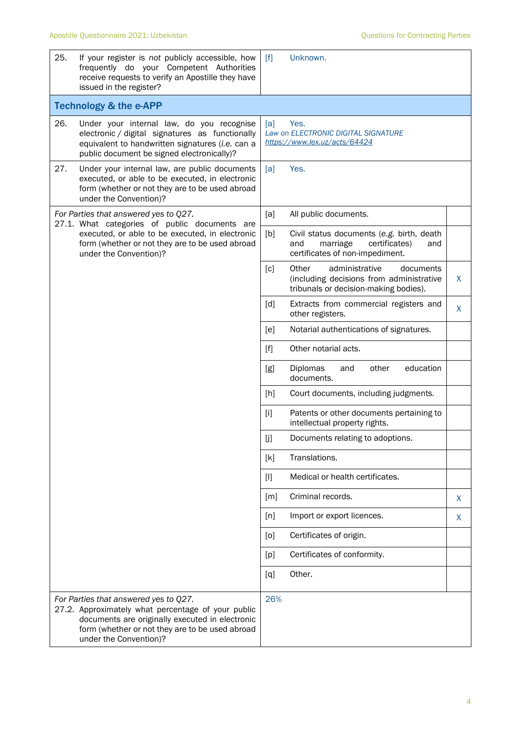| | | | |
|---|---|---|---|
| 25. If your register is *not* publicly accessible, how frequently do your Competent Authorities receive requests to verify an Apostille they have issued in the register? | [f] | Unknown. | |
| **Technology & the e-APP** | | | |
| 26. Under your internal law, do you recognise electronic / digital signatures as functionally equivalent to handwritten signatures (*i.e.* can a public document be signed electronically)? | [a] | Yes. *Law on ELECTRONIC DIGITAL SIGNATURE* *https://www.lex.uz/acts/64424* | |
| 27. Under your internal law, are public documents executed, or able to be executed, in electronic form (whether or not they are to be used abroad under the Convention)? | [a] | Yes. | |
| *For Parties that answered yes to Q27.* 27.1. What categories of public documents are executed, or able to be executed, in electronic form (whether or not they are to be used abroad under the Convention)? | [a] | All public documents. | |
| | [b] | Civil status documents (*e.g.* birth, death and marriage certificates) and certificates of non-impediment. | |
| | [c] | Other administrative documents (including decisions from administrative tribunals or decision-making bodies). | X |
| | [d] | Extracts from commercial registers and other registers. | X |
| | [e] | Notarial authentications of signatures. | |
| | [f] | Other notarial acts. | |
| | [g] | Diplomas and other education documents. | |
| | [h] | Court documents, including judgments. | |
| | [i] | Patents or other documents pertaining to intellectual property rights. | |
| | [j] | Documents relating to adoptions. | |
| | [k] | Translations. | |
| | [l] | Medical or health certificates. | |
| | [m] | Criminal records. | X |
| | [n] | Import or export licences. | X |
| | [o] | Certificates of origin. | |
| | [p] | Certificates of conformity. | |
| | [q] | Other. | |
| *For Parties that answered yes to Q27.* 27.2. Approximately what percentage of your public documents are originally executed in electronic form (whether or not they are to be used abroad under the Convention)? | 26% | | |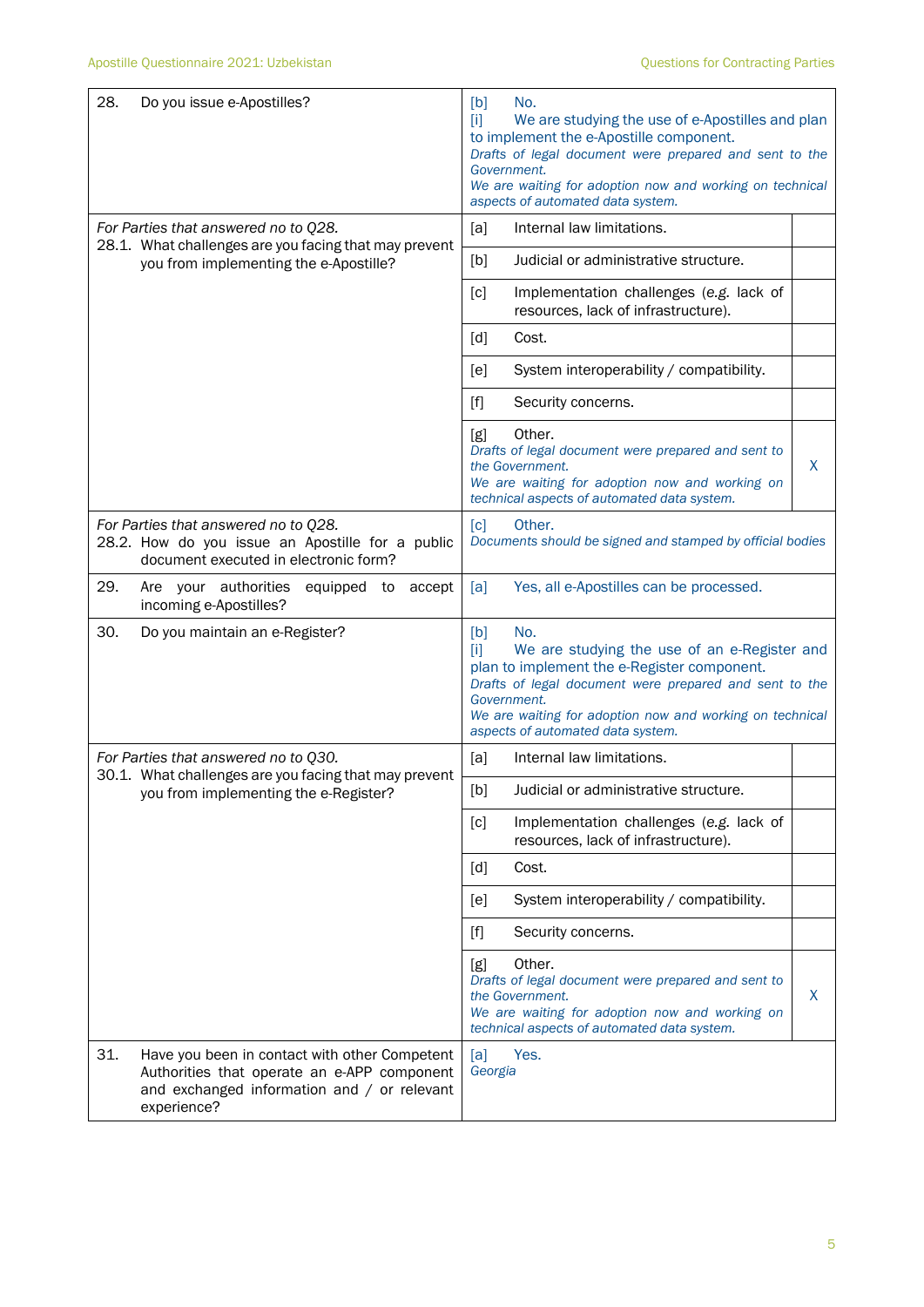| Question | Answer | |
|---|---|---|
| 28. Do you issue e-Apostilles? | [b] No.<br>[i] We are studying the use of e-Apostilles and plan to implement the e-Apostille component.<br>*Drafts of legal document were prepared and sent to the Government.*<br>*We are waiting for adoption now and working on technical aspects of automated data system.* | |
| *For Parties that answered no to Q28.*<br>28.1. What challenges are you facing that may prevent you from implementing the e-Apostille? | [a] Internal law limitations. | |
| | [b] Judicial or administrative structure. | |
| | [c] Implementation challenges (*e.g.* lack of resources, lack of infrastructure). | |
| | [d] Cost. | |
| | [e] System interoperability / compatibility. | |
| | [f] Security concerns. | |
| | [g] Other.<br>*Drafts of legal document were prepared and sent to the Government.*<br>*We are waiting for adoption now and working on technical aspects of automated data system.* | X |
| *For Parties that answered no to Q28.*<br>28.2. How do you issue an Apostille for a public document executed in electronic form? | [c] Other.<br>*Documents should be signed and stamped by official bodies* | |
| 29. Are your authorities equipped to accept incoming e-Apostilles? | [a] Yes, all e-Apostilles can be processed. | |
| 30. Do you maintain an e-Register? | [b] No.<br>[i] We are studying the use of an e-Register and plan to implement the e-Register component.<br>*Drafts of legal document were prepared and sent to the Government.*<br>*We are waiting for adoption now and working on technical aspects of automated data system.* | |
| *For Parties that answered no to Q30.*<br>30.1. What challenges are you facing that may prevent you from implementing the e-Register? | [a] Internal law limitations. | |
| | [b] Judicial or administrative structure. | |
| | [c] Implementation challenges (*e.g.* lack of resources, lack of infrastructure). | |
| | [d] Cost. | |
| | [e] System interoperability / compatibility. | |
| | [f] Security concerns. | |
| | [g] Other.<br>*Drafts of legal document were prepared and sent to the Government.*<br>*We are waiting for adoption now and working on technical aspects of automated data system.* | X |
| 31. Have you been in contact with other Competent Authorities that operate an e-APP component and exchanged information and / or relevant experience? | [a] Yes.<br>*Georgia* | |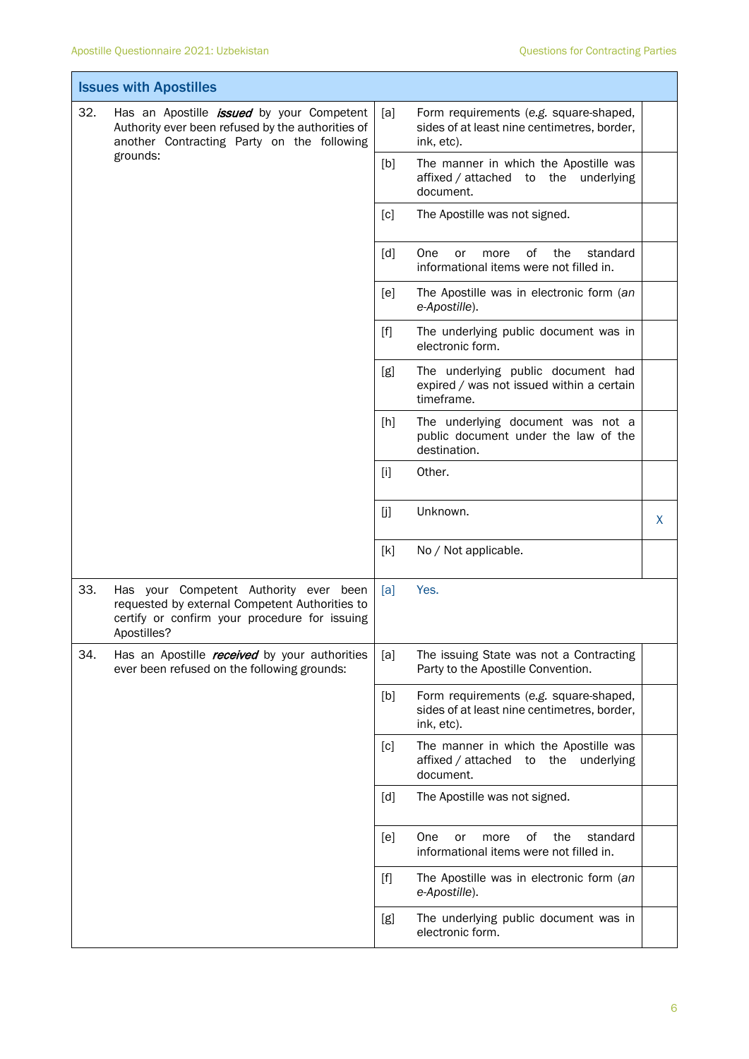| Issues with Apostilles | | | | |
|---|---|---|---|---|
| 32. | Has an Apostille ***issued*** by your Competent Authority ever been refused by the authorities of another Contracting Party on the following grounds: | [a] | Form requirements (e.g. square-shaped, sides of at least nine centimetres, border, ink, etc). | |
| | | [b] | The manner in which the Apostille was affixed / attached to the underlying document. | |
| | | [c] | The Apostille was not signed. | |
| | | [d] | One or more of the standard informational items were not filled in. | |
| | | [e] | The Apostille was in electronic form (*an e-Apostille*). | |
| | | [f] | The underlying public document was in electronic form. | |
| | | [g] | The underlying public document had expired / was not issued within a certain timeframe. | |
| | | [h] | The underlying document was not a public document under the law of the destination. | |
| | | [i] | Other. | |
| | | [j] | Unknown. | X |
| | | [k] | No / Not applicable. | |
| 33. | Has your Competent Authority ever been requested by external Competent Authorities to certify or confirm your procedure for issuing Apostilles? | [a] | Yes. | |
| 34. | Has an Apostille ***received*** by your authorities ever been refused on the following grounds: | [a] | The issuing State was not a Contracting Party to the Apostille Convention. | |
| | | [b] | Form requirements (e.g. square-shaped, sides of at least nine centimetres, border, ink, etc). | |
| | | [c] | The manner in which the Apostille was affixed / attached to the underlying document. | |
| | | [d] | The Apostille was not signed. | |
| | | [e] | One or more of the standard informational items were not filled in. | |
| | | [f] | The Apostille was in electronic form (*an e-Apostille*). | |
| | | [g] | The underlying public document was in electronic form. | |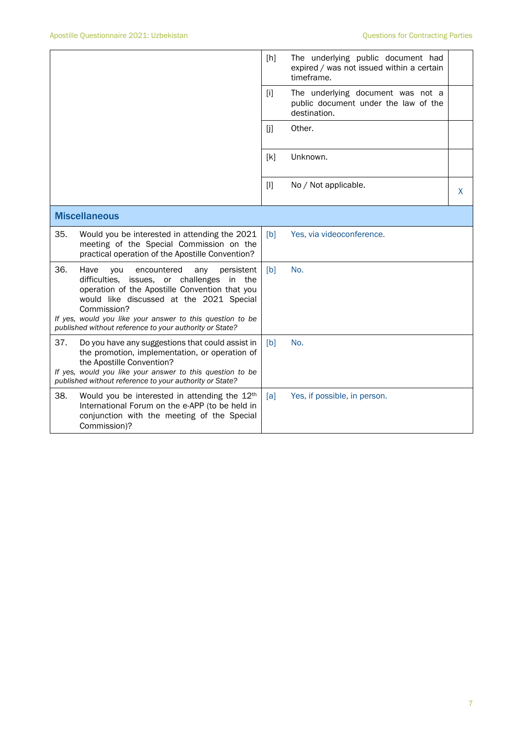| | | | |
|---|---|---|---|
| | [h] | The underlying public document had expired / was not issued within a certain timeframe. | |
| | [i] | The underlying document was not a public document under the law of the destination. | |
| | [j] | Other. | |
| | [k] | Unknown. | |
| | [l] | No / Not applicable. | X |

## Miscellaneous

| | | |
|---|---|---|
| 35. Would you be interested in attending the 2021 meeting of the Special Commission on the practical operation of the Apostille Convention? | [b] | Yes, via videoconference. |
| 36. Have you encountered any persistent difficulties, issues, or challenges in the operation of the Apostille Convention that you would like discussed at the 2021 Special Commission? *If yes, would you like your answer to this question to be published without reference to your authority or State?* | [b] | No. |
| 37. Do you have any suggestions that could assist in the promotion, implementation, or operation of the Apostille Convention? *If yes, would you like your answer to this question to be published without reference to your authority or State?* | [b] | No. |
| 38. Would you be interested in attending the 12th International Forum on the e-APP (to be held in conjunction with the meeting of the Special Commission)? | [a] | Yes, if possible, in person. |